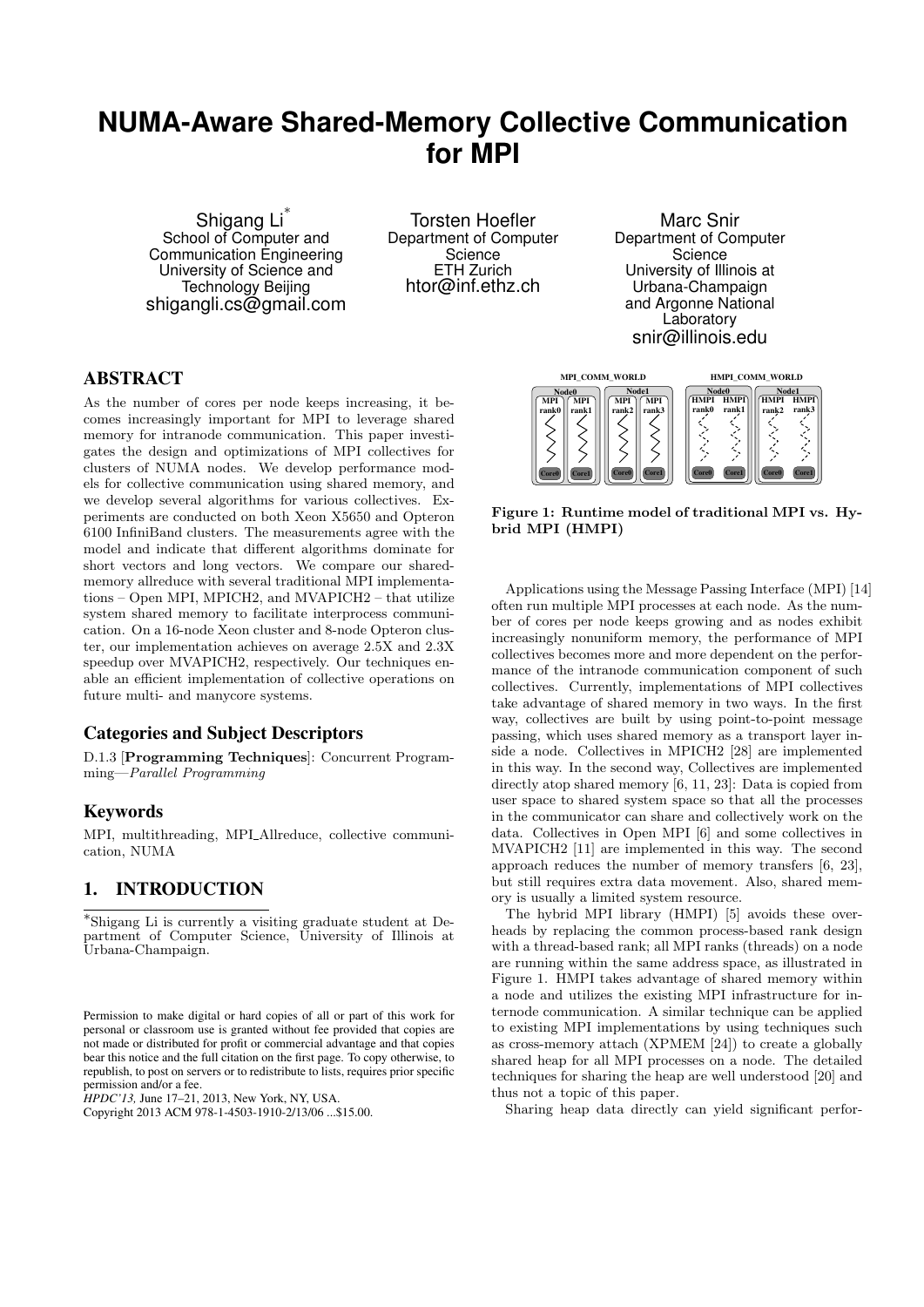# NUMA-Aware Shared-Memory Collective Communication for MPI

Shigang Li[*]
School of Computer and Communication Engineering
University of Science and Technology Beijing
shigangli.cs@gmail.com

Torsten Hoefler
Department of Computer Science
ETH Zurich
htor@inf.ethz.ch

Marc Snir
Department of Computer Science
University of Illinois at Urbana-Champaign and Argonne National Laboratory
snir@illinois.edu

## ABSTRACT

As the number of cores per node keeps increasing, it becomes increasingly important for MPI to leverage shared memory for intranode communication. This paper investigates the design and optimizations of MPI collectives for clusters of NUMA nodes. We develop performance models for collective communication using shared memory, and we develop several algorithms for various collectives. Experiments are conducted on both Xeon X5650 and Opteron 6100 InfiniBand clusters. The measurements agree with the model and indicate that different algorithms dominate for short vectors and long vectors. We compare our shared-memory allreduce with several traditional MPI implementations – Open MPI, MPICH2, and MVAPICH2 – that utilize system shared memory to facilitate interprocess communication. On a 16-node Xeon cluster and 8-node Opteron cluster, our implementation achieves on average 2.5X and 2.3X speedup over MVAPICH2, respectively. Our techniques enable an efficient implementation of collective operations on future multi- and manycore systems.

### Categories and Subject Descriptors

D.1.3 [**Programming Techniques**]: Concurrent Programming—*Parallel Programming*

### Keywords

MPI, multithreading, MPI_Allreduce, collective communication, NUMA

## 1. INTRODUCTION

[*]Shigang Li is currently a visiting graduate student at Department of Computer Science, University of Illinois at Urbana-Champaign.

Permission to make digital or hard copies of all or part of this work for personal or classroom use is granted without fee provided that copies are not made or distributed for profit or commercial advantage and that copies bear this notice and the full citation on the first page. To copy otherwise, to republish, to post on servers or to redistribute to lists, requires prior specific permission and/or a fee.
*HPDC'13,* June 17–21, 2013, New York, NY, USA.
Copyright 2013 ACM 978-1-4503-1910-2/13/06 ...$15.00.

**Figure 1: Runtime model of traditional MPI vs. Hybrid MPI (HMPI)**

Applications using the Message Passing Interface (MPI) [14] often run multiple MPI processes at each node. As the number of cores per node keeps growing and as nodes exhibit increasingly nonuniform memory, the performance of MPI collectives becomes more and more dependent on the performance of the intranode communication component of such collectives. Currently, implementations of MPI collectives take advantage of shared memory in two ways. In the first way, collectives are built by using point-to-point message passing, which uses shared memory as a transport layer inside a node. Collectives in MPICH2 [28] are implemented in this way. In the second way, Collectives are implemented directly atop shared memory [6, 11, 23]: Data is copied from user space to shared system space so that all the processes in the communicator can share and collectively work on the data. Collectives in Open MPI [6] and some collectives in MVAPICH2 [11] are implemented in this way. The second approach reduces the number of memory transfers [6, 23], but still requires extra data movement. Also, shared memory is usually a limited system resource.

The hybrid MPI library (HMPI) [5] avoids these overheads by replacing the common process-based rank design with a thread-based rank; all MPI ranks (threads) on a node are running within the same address space, as illustrated in Figure 1. HMPI takes advantage of shared memory within a node and utilizes the existing MPI infrastructure for internode communication. A similar technique can be applied to existing MPI implementations by using techniques such as cross-memory attach (XPMEM [24]) to create a globally shared heap for all MPI processes on a node. The detailed techniques for sharing the heap are well understood [20] and thus not a topic of this paper.

Sharing heap data directly can yield significant perfor-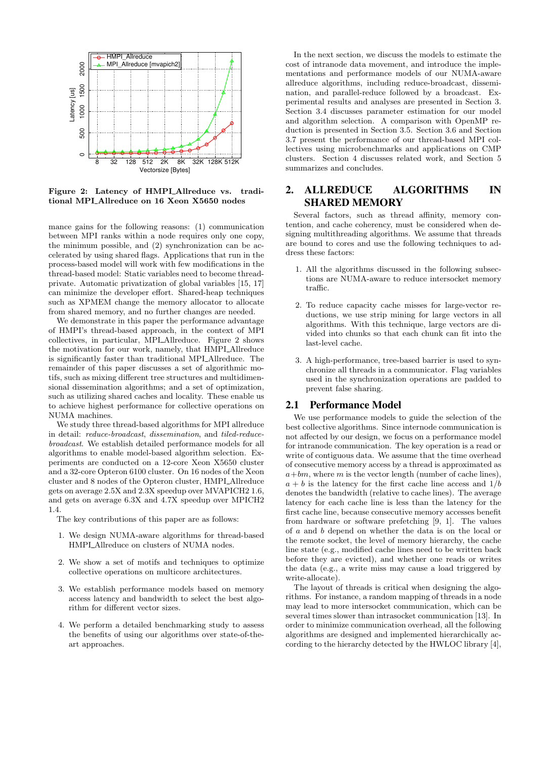**Figure 2: Latency of HMPI_Allreduce vs. traditional MPI_Allreduce on 16 Xeon X5650 nodes**

mance gains for the following reasons: (1) communication between MPI ranks within a node requires only one copy, the minimum possible, and (2) synchronization can be accelerated by using shared flags. Applications that run in the process-based model will work with few modifications in the thread-based model: Static variables need to become thread-private. Automatic privatization of global variables [15, 17] can minimize the developer effort. Shared-heap techniques such as XPMEM change the memory allocator to allocate from shared memory, and no further changes are needed.

We demonstrate in this paper the performance advantage of HMPI's thread-based approach, in the context of MPI collectives, in particular, MPI_Allreduce. Figure 2 shows the motivation for our work, namely, that HMPI_Allreduce is significantly faster than traditional MPI_Allreduce. The remainder of this paper discusses a set of algorithmic motifs, such as mixing different tree structures and multidimensional dissemination algorithms; and a set of optimization, such as utilizing shared caches and locality. These enable us to achieve highest performance for collective operations on NUMA machines.

We study three thread-based algorithms for MPI allreduce in detail: *reduce-broadcast*, *dissemination*, and *tiled-reduce-broadcast*. We establish detailed performance models for all algorithms to enable model-based algorithm selection. Experiments are conducted on a 12-core Xeon X5650 cluster and a 32-core Opteron 6100 cluster. On 16 nodes of the Xeon cluster and 8 nodes of the Opteron cluster, HMPI_Allreduce gets on average 2.5X and 2.3X speedup over MVAPICH2 1.6, and gets on average 6.3X and 4.7X speedup over MPICH2 1.4.

The key contributions of this paper are as follows:

1. We design NUMA-aware algorithms for thread-based HMPI_Allreduce on clusters of NUMA nodes.

2. We show a set of motifs and techniques to optimize collective operations on multicore architectures.

3. We establish performance models based on memory access latency and bandwidth to select the best algorithm for different vector sizes.

4. We perform a detailed benchmarking study to assess the benefits of using our algorithms over state-of-the-art approaches.

In the next section, we discuss the models to estimate the cost of intranode data movement, and introduce the implementations and performance models of our NUMA-aware allreduce algorithms, including reduce-broadcast, dissemination, and parallel-reduce followed by a broadcast. Experimental results and analyses are presented in Section 3. Section 3.4 discusses parameter estimation for our model and algorithm selection. A comparison with OpenMP reduction is presented in Section 3.5. Section 3.6 and Section 3.7 present the performance of our thread-based MPI collectives using microbenchmarks and applications on CMP clusters. Section 4 discusses related work, and Section 5 summarizes and concludes.

## 2. ALLREDUCE ALGORITHMS IN SHARED MEMORY

Several factors, such as thread affinity, memory contention, and cache coherency, must be considered when designing multithreading algorithms. We assume that threads are bound to cores and use the following techniques to address these factors:

1. All the algorithms discussed in the following subsections are NUMA-aware to reduce intersocket memory traffic.

2. To reduce capacity cache misses for large-vector reductions, we use strip mining for large vectors in all algorithms. With this technique, large vectors are divided into chunks so that each chunk can fit into the last-level cache.

3. A high-performance, tree-based barrier is used to synchronize all threads in a communicator. Flag variables used in the synchronization operations are padded to prevent false sharing.

### 2.1 Performance Model

We use performance models to guide the selection of the best collective algorithms. Since internode communication is not affected by our design, we focus on a performance model for intranode communication. The key operation is a read or write of contiguous data. We assume that the time overhead of consecutive memory access by a thread is approximated as $a+bm$, where $m$ is the vector length (number of cache lines), $a+b$ is the latency for the first cache line access and $1/b$ denotes the bandwidth (relative to cache lines). The average latency for each cache line is less than the latency for the first cache line, because consecutive memory accesses benefit from hardware or software prefetching [9, 1]. The values of $a$ and $b$ depend on whether the data is on the local or the remote socket, the level of memory hierarchy, the cache line state (e.g., modified cache lines need to be written back before they are evicted), and whether one reads or writes the data (e.g., a write miss may cause a load triggered by write-allocate).

The layout of threads is critical when designing the algorithms. For instance, a random mapping of threads in a node may lead to more intersocket communication, which can be several times slower than intrasocket communication [13]. In order to minimize communication overhead, all the following algorithms are designed and implemented hierarchically according to the hierarchy detected by the HWLOC library [4],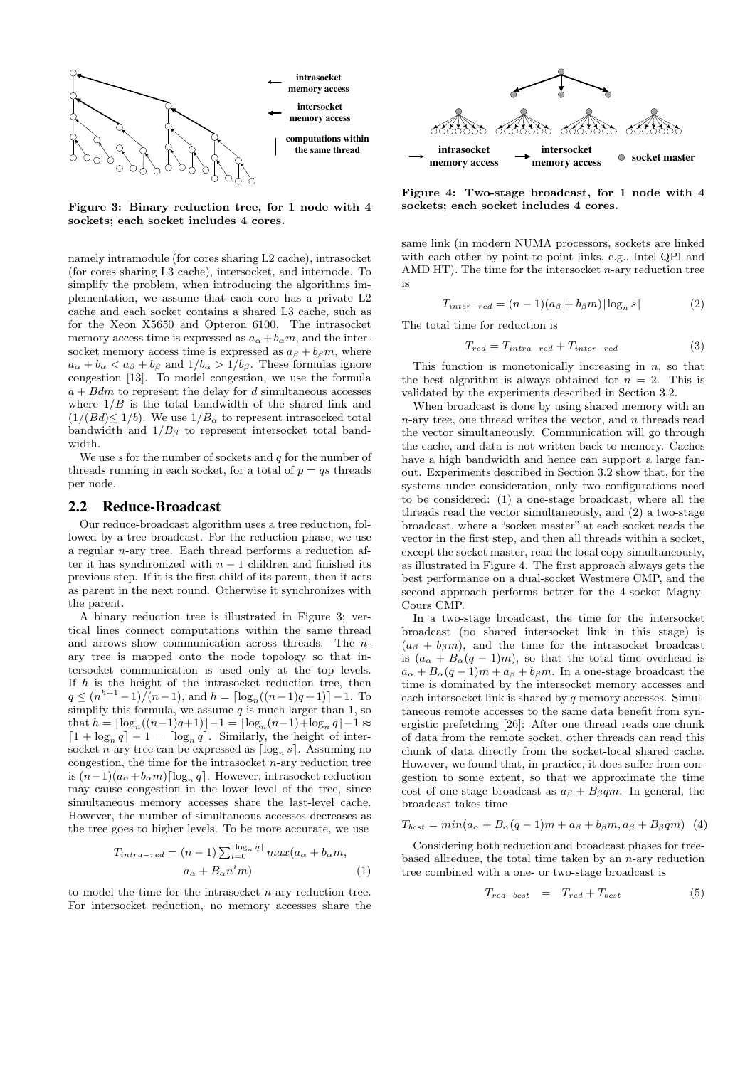Figure 3: Binary reduction tree, for 1 node with 4 sockets; each socket includes 4 cores.

namely intramodule (for cores sharing L2 cache), intrasocket (for cores sharing L3 cache), intersocket, and internode. To simplify the problem, when introducing the algorithms implementation, we assume that each core has a private L2 cache and each socket contains a shared L3 cache, such as for the Xeon X5650 and Opteron 6100. The intrasocket memory access time is expressed as $a_\alpha + b_\alpha m$, and the intersocket memory access time is expressed as $a_\beta + b_\beta m$, where $a_\alpha + b_\alpha < a_\beta + b_\beta$ and $1/b_\alpha > 1/b_\beta$. These formulas ignore congestion [13]. To model congestion, we use the formula $a + Bdm$ to represent the delay for $d$ simultaneous accesses where $1/B$ is the total bandwidth of the shared link and $(1/(Bd) \leq 1/b)$. We use $1/B_\alpha$ to represent intrasocked total bandwidth and $1/B_\beta$ to represent intersocket total bandwidth.

We use $s$ for the number of sockets and $q$ for the number of threads running in each socket, for a total of $p = qs$ threads per node.

## 2.2 Reduce-Broadcast

Our reduce-broadcast algorithm uses a tree reduction, followed by a tree broadcast. For the reduction phase, we use a regular $n$-ary tree. Each thread performs a reduction after it has synchronized with $n-1$ children and finished its previous step. If it is the first child of its parent, then it acts as parent in the next round. Otherwise it synchronizes with the parent.

A binary reduction tree is illustrated in Figure 3; vertical lines connect computations within the same thread and arrows show communication across threads. The $n$-ary tree is mapped onto the node topology so that intersocket communication is used only at the top levels. If $h$ is the height of the intrasocket reduction tree, then $q \leq (n^{h+1}-1)/(n-1)$, and $h = \lceil \log_n((n-1)q+1) \rceil - 1$. To simplify this formula, we assume $q$ is much larger than 1, so that $h = \lceil \log_n((n-1)q+1) \rceil - 1 = \lceil \log_n(n-1) + \log_n q \rceil - 1 \approx \lceil 1 + \log_n q \rceil - 1 = \lceil \log_n q \rceil$. Similarly, the height of intersocket $n$-ary tree can be expressed as $\lceil \log_n s \rceil$. Assuming no congestion, the time for the intrasocket $n$-ary reduction tree is $(n-1)(a_\alpha + b_\alpha m)\lceil \log_n q \rceil$. However, intrasocket reduction may cause congestion in the lower level of the tree, since simultaneous memory accesses share the last-level cache. However, the number of simultaneous accesses decreases as the tree goes to higher levels. To be more accurate, we use

$$T_{intra-red} = (n-1)\sum_{i=0}^{\lceil \log_n q \rceil} max(a_\alpha + b_\alpha m, a_\alpha + B_\alpha n^i m) \quad (1)$$

to model the time for the intrasocket $n$-ary reduction tree. For intersocket reduction, no memory accesses share the same link (in modern NUMA processors, sockets are linked with each other by point-to-point links, e.g., Intel QPI and AMD HT). The time for the intersocket $n$-ary reduction tree is

$$T_{inter-red} = (n-1)(a_\beta + b_\beta m)\lceil \log_n s \rceil \quad (2)$$

The total time for reduction is

$$T_{red} = T_{intra-red} + T_{inter-red} \quad (3)$$

This function is monotonically increasing in $n$, so that the best algorithm is always obtained for $n = 2$. This is validated by the experiments described in Section 3.2.

When broadcast is done by using shared memory with an $n$-ary tree, one thread writes the vector, and $n$ threads read the vector simultaneously. Communication will go through the cache, and data is not written back to memory. Caches have a high bandwidth and hence can support a large fanout. Experiments described in Section 3.2 show that, for the systems under consideration, only two configurations need to be considered: (1) a one-stage broadcast, where all the threads read the vector simultaneously, and (2) a two-stage broadcast, where a "socket master" at each socket reads the vector in the first step, and then all threads within a socket, except the socket master, read the local copy simultaneously, as illustrated in Figure 4. The first approach always gets the best performance on a dual-socket Westmere CMP, and the second approach performs better for the 4-socket Magny-Cours CMP.

Figure 4: Two-stage broadcast, for 1 node with 4 sockets; each socket includes 4 cores.

In a two-stage broadcast, the time for the intersocket broadcast (no shared intersocket link in this stage) is $(a_\beta + b_\beta m)$, and the time for the intrasocket broadcast is $(a_\alpha + B_\alpha(q-1)m)$, so that the total time overhead is $a_\alpha + B_\alpha(q-1)m + a_\beta + b_\beta m$. In a one-stage broadcast the time is dominated by the intersocket memory accesses and each intersocket link is shared by $q$ memory accesses. Simultaneous remote accesses to the same data benefit from synergistic prefetching [26]: After one thread reads one chunk of data from the remote socket, other threads can read this chunk of data directly from the socket-local shared cache. However, we found that, in practice, it does suffer from congestion to some extent, so that we approximate the time cost of one-stage broadcast as $a_\beta + B_\beta qm$. In general, the broadcast takes time

$$T_{bcst} = min(a_\alpha + B_\alpha(q-1)m + a_\beta + b_\beta m, a_\beta + B_\beta qm) \quad (4)$$

Considering both reduction and broadcast phases for tree-based allreduce, the total time taken by an $n$-ary reduction tree combined with a one- or two-stage broadcast is

$$T_{red-bcst} = T_{red} + T_{bcst} \quad (5)$$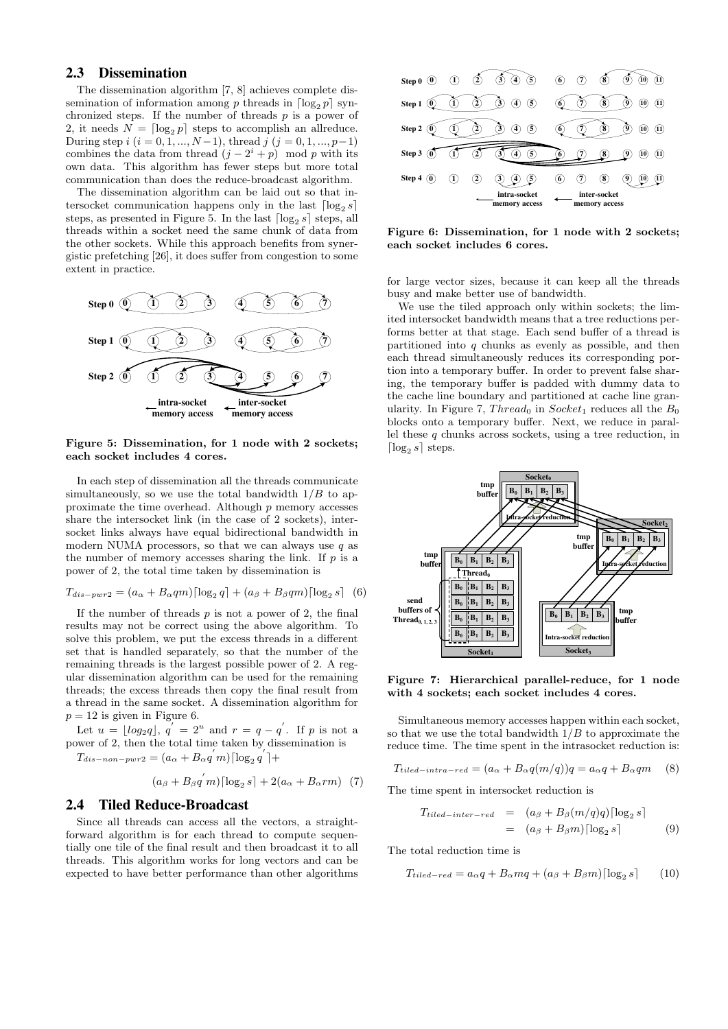## 2.3 Dissemination

The dissemination algorithm [7, 8] achieves complete dissemination of information among $p$ threads in $\lceil \log_2 p \rceil$ synchronized steps. If the number of threads $p$ is a power of 2, it needs $N = \lceil \log_2 p \rceil$ steps to accomplish an allreduce. During step $i$ ($i = 0, 1, ..., N-1$), thread $j$ ($j = 0, 1, ..., p-1$) combines the data from thread $(j - 2^i + p) \mod p$ with its own data. This algorithm has fewer steps but more total communication than does the reduce-broadcast algorithm.

The dissemination algorithm can be laid out so that intersocket communication happens only in the last $\lceil \log_2 s \rceil$ steps, as presented in Figure 5. In the last $\lceil \log_2 s \rceil$ steps, all threads within a socket need the same chunk of data from the other sockets. While this approach benefits from synergistic prefetching [26], it does suffer from congestion to some extent in practice.

**Figure 5: Dissemination, for 1 node with 2 sockets; each socket includes 4 cores.**

In each step of dissemination all the threads communicate simultaneously, so we use the total bandwidth $1/B$ to approximate the time overhead. Although $p$ memory accesses share the intersocket link (in the case of 2 sockets), intersocket links always have equal bidirectional bandwidth in modern NUMA processors, so that we can always use $q$ as the number of memory accesses sharing the link. If $p$ is a power of 2, the total time taken by dissemination is

$$T_{dis-pwr2} = (a_\alpha + B_\alpha qm)\lceil \log_2 q \rceil + (a_\beta + B_\beta qm)\lceil \log_2 s \rceil \quad (6)$$

If the number of threads $p$ is not a power of 2, the final results may not be correct using the above algorithm. To solve this problem, we put the excess threads in a different set that is handled separately, so that the number of the remaining threads is the largest possible power of 2. A regular dissemination algorithm can be used for the remaining threads; the excess threads then copy the final result from a thread in the same socket. A dissemination algorithm for $p = 12$ is given in Figure 6.

Let $u = \lfloor log_2 q \rfloor$, $q' = 2^u$ and $r = q - q'$. If $p$ is not a power of 2, then the total time taken by dissemination is

$$T_{dis-non-pwr2} = (a_\alpha + B_\alpha q' m)\lceil \log_2 q' \rceil + (a_\beta + B_\beta q' m)\lceil \log_2 s \rceil + 2(a_\alpha + B_\alpha rm) \quad (7)$$

## 2.4 Tiled Reduce-Broadcast

Since all threads can access all the vectors, a straightforward algorithm is for each thread to compute sequentially one tile of the final result and then broadcast it to all threads. This algorithm works for long vectors and can be expected to have better performance than other algorithms for large vector sizes, because it can keep all the threads busy and make better use of bandwidth.

**Figure 6: Dissemination, for 1 node with 2 sockets; each socket includes 6 cores.**

We use the tiled approach only within sockets; the limited intersocket bandwidth means that a tree reductions performs better at that stage. Each send buffer of a thread is partitioned into $q$ chunks as evenly as possible, and then each thread simultaneously reduces its corresponding portion into a temporary buffer. In order to prevent false sharing, the temporary buffer is padded with dummy data to the cache line boundary and partitioned at cache line granularity. In Figure 7, $Thread_0$ in $Socket_1$ reduces all the $B_0$ blocks onto a temporary buffer. Next, we reduce in parallel these $q$ chunks across sockets, using a tree reduction, in $\lceil \log_2 s \rceil$ steps.

**Figure 7: Hierarchical parallel-reduce, for 1 node with 4 sockets; each socket includes 4 cores.**

Simultaneous memory accesses happen within each socket, so that we use the total bandwidth $1/B$ to approximate the reduce time. The time spent in the intrasocket reduction is:

$$T_{tiled-intra-red} = (a_\alpha + B_\alpha q(m/q))q = a_\alpha q + B_\alpha qm \quad (8)$$

The time spent in intersocket reduction is

$$\begin{aligned} T_{tiled-inter-red} &= (a_\beta + B_\beta (m/q)q)\lceil \log_2 s \rceil \\ &= (a_\beta + B_\beta m)\lceil \log_2 s \rceil \end{aligned} \quad (9)$$

The total reduction time is

$$T_{tiled-red} = a_\alpha q + B_\alpha mq + (a_\beta + B_\beta m)\lceil \log_2 s \rceil \quad (10)$$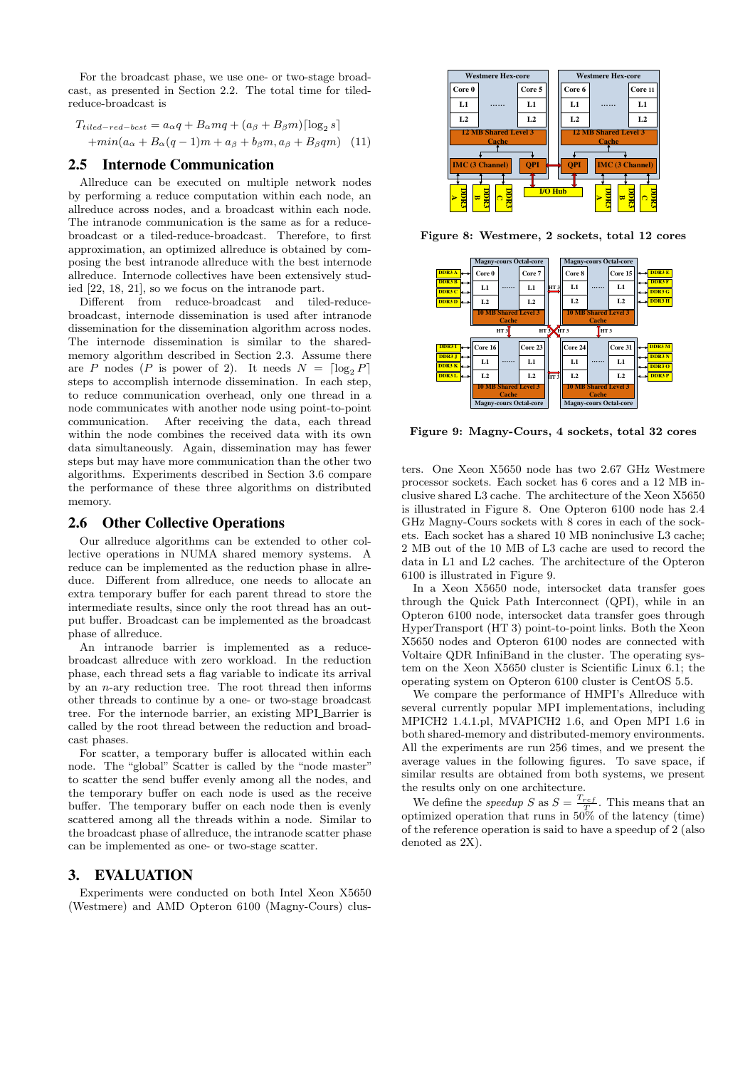For the broadcast phase, we use one- or two-stage broadcast, as presented in Section 2.2. The total time for tiled-reduce-broadcast is

$$T_{tiled-red-bcst} = a_\alpha q + B_\alpha mq + (a_\beta + B_\beta m)\lceil \log_2 s \rceil$$
$$+ min(a_\alpha + B_\alpha (q-1)m + a_\beta + b_\beta m, a_\beta + B_\beta qm) \quad (11)$$

## 2.5 Internode Communication

Allreduce can be executed on multiple network nodes by performing a reduce computation within each node, an allreduce across nodes, and a broadcast within each node. The intranode communication is the same as for a reduce-broadcast or a tiled-reduce-broadcast. Therefore, to first approximation, an optimized allreduce is obtained by composing the best intranode allreduce with the best internode allreduce. Internode collectives have been extensively studied [22, 18, 21], so we focus on the intranode part.

Different from reduce-broadcast and tiled-reduce-broadcast, internode dissemination is used after intranode dissemination for the dissemination algorithm across nodes. The internode dissemination is similar to the shared-memory algorithm described in Section 2.3. Assume there are $P$ nodes ($P$ is power of 2). It needs $N = \lceil \log_2 P \rceil$ steps to accomplish internode dissemination. In each step, to reduce communication overhead, only one thread in a node communicates with another node using point-to-point communication. After receiving the data, each thread within the node combines the received data with its own data simultaneously. Again, dissemination may has fewer steps but may have more communication than the other two algorithms. Experiments described in Section 3.6 compare the performance of these three algorithms on distributed memory.

## 2.6 Other Collective Operations

Our allreduce algorithms can be extended to other collective operations in NUMA shared memory systems. A reduce can be implemented as the reduction phase in allreduce. Different from allreduce, one needs to allocate an extra temporary buffer for each parent thread to store the intermediate results, since only the root thread has an output buffer. Broadcast can be implemented as the broadcast phase of allreduce.

An intranode barrier is implemented as a reduce-broadcast allreduce with zero workload. In the reduction phase, each thread sets a flag variable to indicate its arrival by an $n$-ary reduction tree. The root thread then informs other threads to continue by a one- or two-stage broadcast tree. For the internode barrier, an existing MPI_Barrier is called by the root thread between the reduction and broadcast phases.

For scatter, a temporary buffer is allocated within each node. The "global" Scatter is called by the "node master" to scatter the send buffer evenly among all the nodes, and the temporary buffer on each node is used as the receive buffer. The temporary buffer on each node then is evenly scattered among all the threads within a node. Similar to the broadcast phase of allreduce, the intranode scatter phase can be implemented as one- or two-stage scatter.

# 3. EVALUATION

Experiments were conducted on both Intel Xeon X5650 (Westmere) and AMD Opteron 6100 (Magny-Cours) clusters. One Xeon X5650 node has two 2.67 GHz Westmere processor sockets. Each socket has 6 cores and a 12 MB inclusive shared L3 cache. The architecture of the Xeon X5650 is illustrated in Figure 8. One Opteron 6100 node has 2.4 GHz Magny-Cours sockets with 8 cores in each of the sockets. Each socket has a shared 10 MB noninclusive L3 cache; 2 MB out of the 10 MB of L3 cache are used to record the data in L1 and L2 caches. The architecture of the Opteron 6100 is illustrated in Figure 9.

**Figure 8: Westmere, 2 sockets, total 12 cores**

**Figure 9: Magny-Cours, 4 sockets, total 32 cores**

In a Xeon X5650 node, intersocket data transfer goes through the Quick Path Interconnect (QPI), while in an Opteron 6100 node, intersocket data transfer goes through HyperTransport (HT 3) point-to-point links. Both the Xeon X5650 nodes and Opteron 6100 nodes are connected with Voltaire QDR InfiniBand in the cluster. The operating system on the Xeon X5650 cluster is Scientific Linux 6.1; the operating system on Opteron 6100 cluster is CentOS 5.5.

We compare the performance of HMPI's Allreduce with several currently popular MPI implementations, including MPICH2 1.4.1.pl, MVAPICH2 1.6, and Open MPI 1.6 in both shared-memory and distributed-memory environments. All the experiments are run 256 times, and we present the average values in the following figures. To save space, if similar results are obtained from both systems, we present the results only on one architecture.

We define the *speedup* $S$ as $S = \frac{T_{ref}}{T}$. This means that an optimized operation that runs in 50% of the latency (time) of the reference operation is said to have a speedup of 2 (also denoted as 2X).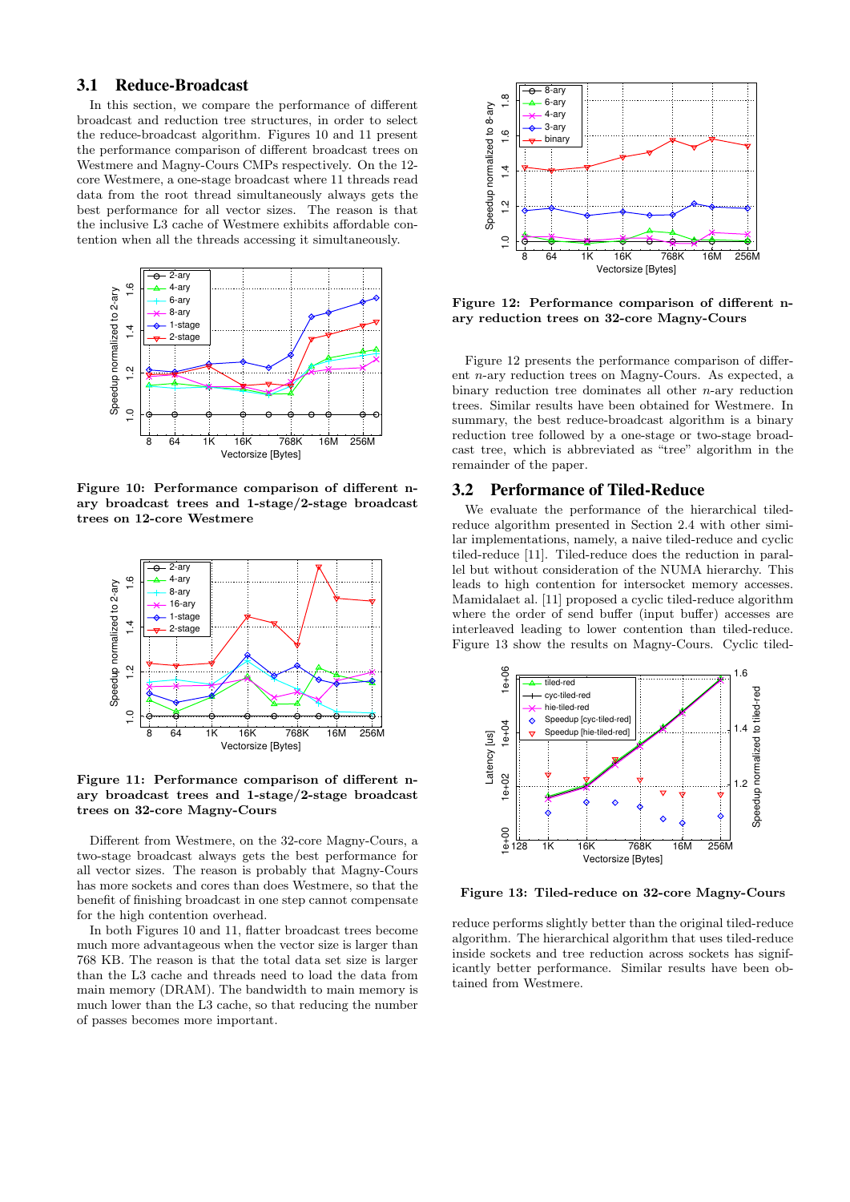### 3.1 Reduce-Broadcast

In this section, we compare the performance of different broadcast and reduction tree structures, in order to select the reduce-broadcast algorithm. Figures 10 and 11 present the performance comparison of different broadcast trees on Westmere and Magny-Cours CMPs respectively. On the 12-core Westmere, a one-stage broadcast where 11 threads read data from the root thread simultaneously always gets the best performance for all vector sizes. The reason is that the inclusive L3 cache of Westmere exhibits affordable contention when all the threads accessing it simultaneously.

**Figure 10: Performance comparison of different n-ary broadcast trees and 1-stage/2-stage broadcast trees on 12-core Westmere**

**Figure 11: Performance comparison of different n-ary broadcast trees and 1-stage/2-stage broadcast trees on 32-core Magny-Cours**

Different from Westmere, on the 32-core Magny-Cours, a two-stage broadcast always gets the best performance for all vector sizes. The reason is probably that Magny-Cours has more sockets and cores than does Westmere, so that the benefit of finishing broadcast in one step cannot compensate for the high contention overhead.

In both Figures 10 and 11, flatter broadcast trees become much more advantageous when the vector size is larger than 768 KB. The reason is that the total data set size is larger than the L3 cache and threads need to load the data from main memory (DRAM). The bandwidth to main memory is much lower than the L3 cache, so that reducing the number of passes becomes more important.

**Figure 12: Performance comparison of different n-ary reduction trees on 32-core Magny-Cours**

Figure 12 presents the performance comparison of different $n$-ary reduction trees on Magny-Cours. As expected, a binary reduction tree dominates all other $n$-ary reduction trees. Similar results have been obtained for Westmere. In summary, the best reduce-broadcast algorithm is a binary reduction tree followed by a one-stage or two-stage broadcast tree, which is abbreviated as "tree" algorithm in the remainder of the paper.

### 3.2 Performance of Tiled-Reduce

We evaluate the performance of the hierarchical tiled-reduce algorithm presented in Section 2.4 with other similar implementations, namely, a naive tiled-reduce and cyclic tiled-reduce [11]. Tiled-reduce does the reduction in parallel but without consideration of the NUMA hierarchy. This leads to high contention for intersocket memory accesses. Mamidalaet al. [11] proposed a cyclic tiled-reduce algorithm where the order of send buffer (input buffer) accesses are interleaved leading to lower contention than tiled-reduce. Figure 13 show the results on Magny-Cours. Cyclic tiled-reduce performs slightly better than the original tiled-reduce algorithm. The hierarchical algorithm that uses tiled-reduce inside sockets and tree reduction across sockets has significantly better performance. Similar results have been obtained from Westmere.

**Figure 13: Tiled-reduce on 32-core Magny-Cours**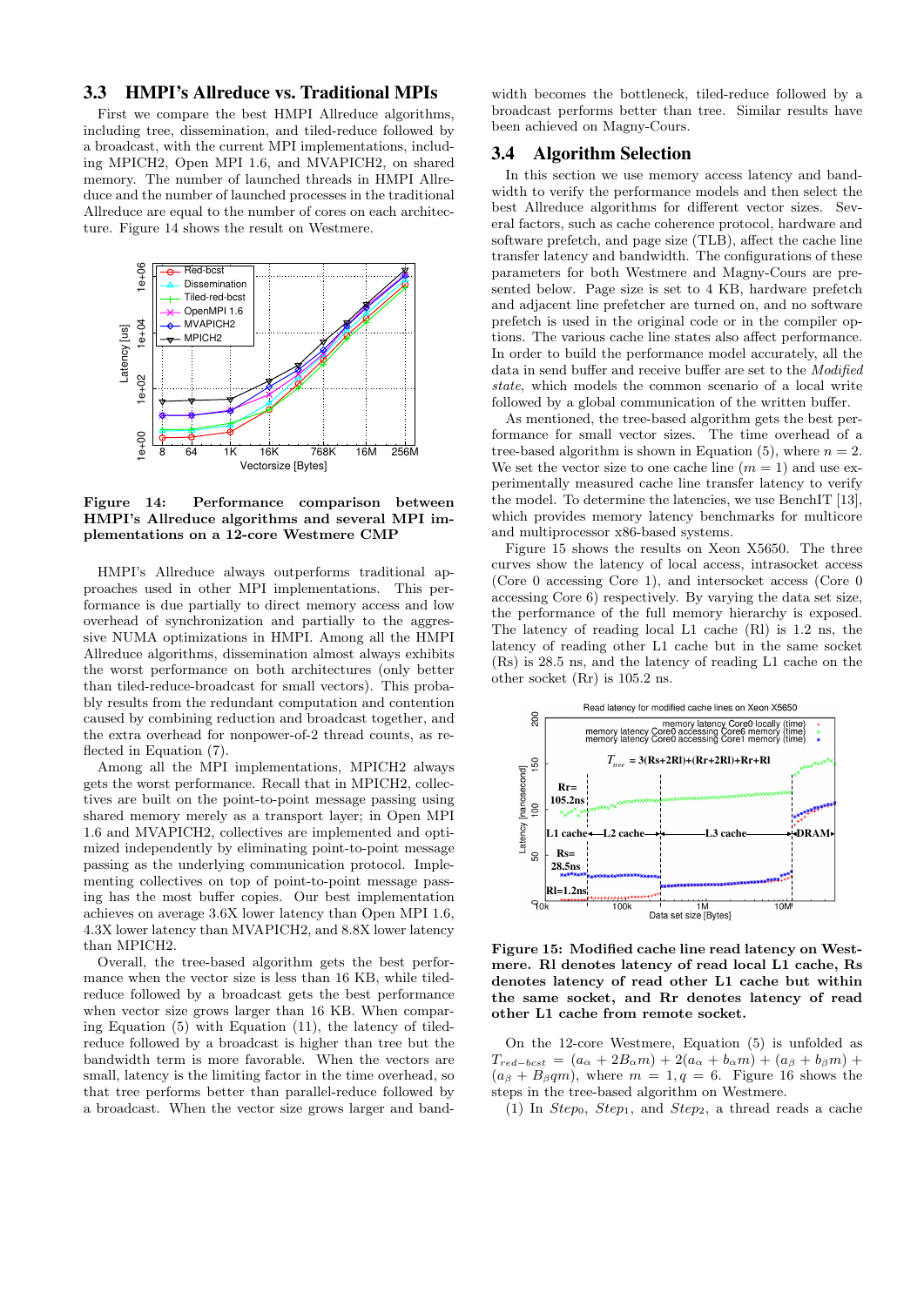### 3.3 HMPI's Allreduce vs. Traditional MPIs

First we compare the best HMPI Allreduce algorithms, including tree, dissemination, and tiled-reduce followed by a broadcast, with the current MPI implementations, including MPICH2, Open MPI 1.6, and MVAPICH2, on shared memory. The number of launched threads in HMPI Allreduce and the number of launched processes in the traditional Allreduce are equal to the number of cores on each architecture. Figure 14 shows the result on Westmere.

**Figure 14: Performance comparison between HMPI's Allreduce algorithms and several MPI implementations on a 12-core Westmere CMP**

HMPI's Allreduce always outperforms traditional approaches used in other MPI implementations. This performance is due partially to direct memory access and low overhead of synchronization and partially to the aggressive NUMA optimizations in HMPI. Among all the HMPI Allreduce algorithms, dissemination almost always exhibits the worst performance on both architectures (only better than tiled-reduce-broadcast for small vectors). This probably results from the redundant computation and contention caused by combining reduction and broadcast together, and the extra overhead for nonpower-of-2 thread counts, as reflected in Equation (7).

Among all the MPI implementations, MPICH2 always gets the worst performance. Recall that in MPICH2, collectives are built on the point-to-point message passing using shared memory merely as a transport layer; in Open MPI 1.6 and MVAPICH2, collectives are implemented and optimized independently by eliminating point-to-point message passing as the underlying communication protocol. Implementing collectives on top of point-to-point message passing has the most buffer copies. Our best implementation achieves on average 3.6X lower latency than Open MPI 1.6, 4.3X lower latency than MVAPICH2, and 8.8X lower latency than MPICH2.

Overall, the tree-based algorithm gets the best performance when the vector size is less than 16 KB, while tiled-reduce followed by a broadcast gets the best performance when vector size grows larger than 16 KB. When comparing Equation (5) with Equation (11), the latency of tiled-reduce followed by a broadcast is higher than tree but the bandwidth term is more favorable. When the vectors are small, latency is the limiting factor in the time overhead, so that tree performs better than parallel-reduce followed by a broadcast. When the vector size grows larger and bandwidth becomes the bottleneck, tiled-reduce followed by a broadcast performs better than tree. Similar results have been achieved on Magny-Cours.

### 3.4 Algorithm Selection

In this section we use memory access latency and bandwidth to verify the performance models and then select the best Allreduce algorithms for different vector sizes. Several factors, such as cache coherence protocol, hardware and software prefetch, and page size (TLB), affect the cache line transfer latency and bandwidth. The configurations of these parameters for both Westmere and Magny-Cours are presented below. Page size is set to 4 KB, hardware prefetch and adjacent line prefetcher are turned on, and no software prefetch is used in the original code or in the compiler options. The various cache line states also affect performance. In order to build the performance model accurately, all the data in send buffer and receive buffer are set to the *Modified state*, which models the common scenario of a local write followed by a global communication of the written buffer.

As mentioned, the tree-based algorithm gets the best performance for small vector sizes. The time overhead of a tree-based algorithm is shown in Equation (5), where $n = 2$. We set the vector size to one cache line ($m = 1$) and use experimentally measured cache line transfer latency to verify the model. To determine the latencies, we use BenchIT [13], which provides memory latency benchmarks for multicore and multiprocessor x86-based systems.

Figure 15 shows the results on Xeon X5650. The three curves show the latency of local access, intrasocket access (Core 0 accessing Core 1), and intersocket access (Core 0 accessing Core 6) respectively. By varying the data set size, the performance of the full memory hierarchy is exposed. The latency of reading local L1 cache (Rl) is 1.2 ns, the latency of reading other L1 cache but in the same socket (Rs) is 28.5 ns, and the latency of reading L1 cache on the other socket (Rr) is 105.2 ns.

**Figure 15: Modified cache line read latency on Westmere. Rl denotes latency of read local L1 cache, Rs denotes latency of read other L1 cache but within the same socket, and Rr denotes latency of read other L1 cache from remote socket.**

On the 12-core Westmere, Equation (5) is unfolded as $T_{red-bcst} = (a_\alpha + 2B_\alpha m) + 2(a_\alpha + b_\alpha m) + (a_\beta + b_\beta m) + (a_\beta + B_\beta qm)$, where $m = 1, q = 6$. Figure 16 shows the steps in the tree-based algorithm on Westmere.

(1) In $Step_0$, $Step_1$, and $Step_2$, a thread reads a cache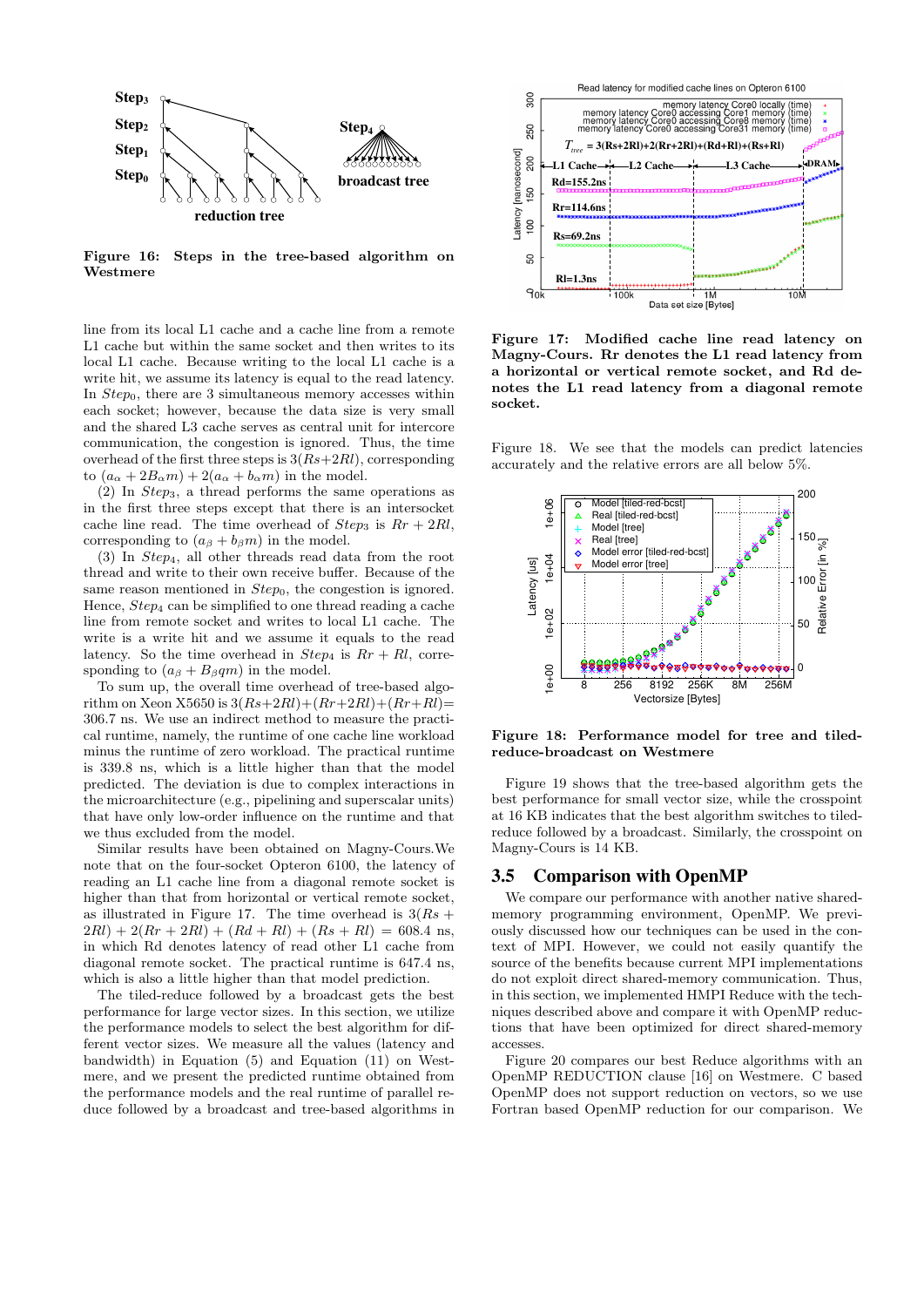Figure 16: Steps in the tree-based algorithm on Westmere

line from its local L1 cache and a cache line from a remote L1 cache but within the same socket and then writes to its local L1 cache. Because writing to the local L1 cache is a write hit, we assume its latency is equal to the read latency. In $Step_0$, there are 3 simultaneous memory accesses within each socket; however, because the data size is very small and the shared L3 cache serves as central unit for intercore communication, the congestion is ignored. Thus, the time overhead of the first three steps is $3(Rs{+}2Rl)$, corresponding to $(a_\alpha + 2B_\alpha m) + 2(a_\alpha + b_\alpha m)$ in the model.

(2) In $Step_3$, a thread performs the same operations as in the first three steps except that there is an intersocket cache line read. The time overhead of $Step_3$ is $Rr + 2Rl$, corresponding to $(a_\beta + b_\beta m)$ in the model.

(3) In $Step_4$, all other threads read data from the root thread and write to their own receive buffer. Because of the same reason mentioned in $Step_0$, the congestion is ignored. Hence, $Step_4$ can be simplified to one thread reading a cache line from remote socket and writes to local L1 cache. The write is a write hit and we assume it equals to the read latency. So the time overhead in $Step_4$ is $Rr + Rl$, corresponding to $(a_\beta + B_\beta qm)$ in the model.

To sum up, the overall time overhead of tree-based algorithm on Xeon X5650 is $3(Rs{+}2Rl){+}(Rr{+}2Rl){+}(Rr{+}Rl){=}$ 306.7 ns. We use an indirect method to measure the practical runtime, namely, the runtime of one cache line workload minus the runtime of zero workload. The practical runtime is 339.8 ns, which is a little higher than that the model predicted. The deviation is due to complex interactions in the microarchitecture (e.g., pipelining and superscalar units) that have only low-order influence on the runtime and that we thus excluded from the model.

Similar results have been obtained on Magny-Cours.We note that on the four-socket Opteron 6100, the latency of reading an L1 cache line from a diagonal remote socket is higher than that from horizontal or vertical remote socket, as illustrated in Figure 17. The time overhead is $3(Rs + 2Rl) + 2(Rr + 2Rl) + (Rd + Rl) + (Rs + Rl) = 608.4$ ns, in which Rd denotes latency of read other L1 cache from diagonal remote socket. The practical runtime is 647.4 ns, which is also a little higher than that model prediction.

The tiled-reduce followed by a broadcast gets the best performance for large vector sizes. In this section, we utilize the performance models to select the best algorithm for different vector sizes. We measure all the values (latency and bandwidth) in Equation (5) and Equation (11) on Westmere, and we present the predicted runtime obtained from the performance models and the real runtime of parallel reduce followed by a broadcast and tree-based algorithms in Figure 18. We see that the models can predict latencies accurately and the relative errors are all below 5%.

Figure 17: Modified cache line read latency on Magny-Cours. Rr denotes the L1 read latency from a horizontal or vertical remote socket, and Rd denotes the L1 read latency from a diagonal remote socket.

Figure 18: Performance model for tree and tiled-reduce-broadcast on Westmere

Figure 19 shows that the tree-based algorithm gets the best performance for small vector size, while the crosspoint at 16 KB indicates that the best algorithm switches to tiled-reduce followed by a broadcast. Similarly, the crosspoint on Magny-Cours is 14 KB.

## 3.5 Comparison with OpenMP

We compare our performance with another native shared-memory programming environment, OpenMP. We previously discussed how our techniques can be used in the context of MPI. However, we could not easily quantify the source of the benefits because current MPI implementations do not exploit direct shared-memory communication. Thus, in this section, we implemented HMPI Reduce with the techniques described above and compare it with OpenMP reductions that have been optimized for direct shared-memory accesses.

Figure 20 compares our best Reduce algorithms with an OpenMP REDUCTION clause [16] on Westmere. C based OpenMP does not support reduction on vectors, so we use Fortran based OpenMP reduction for our comparison. We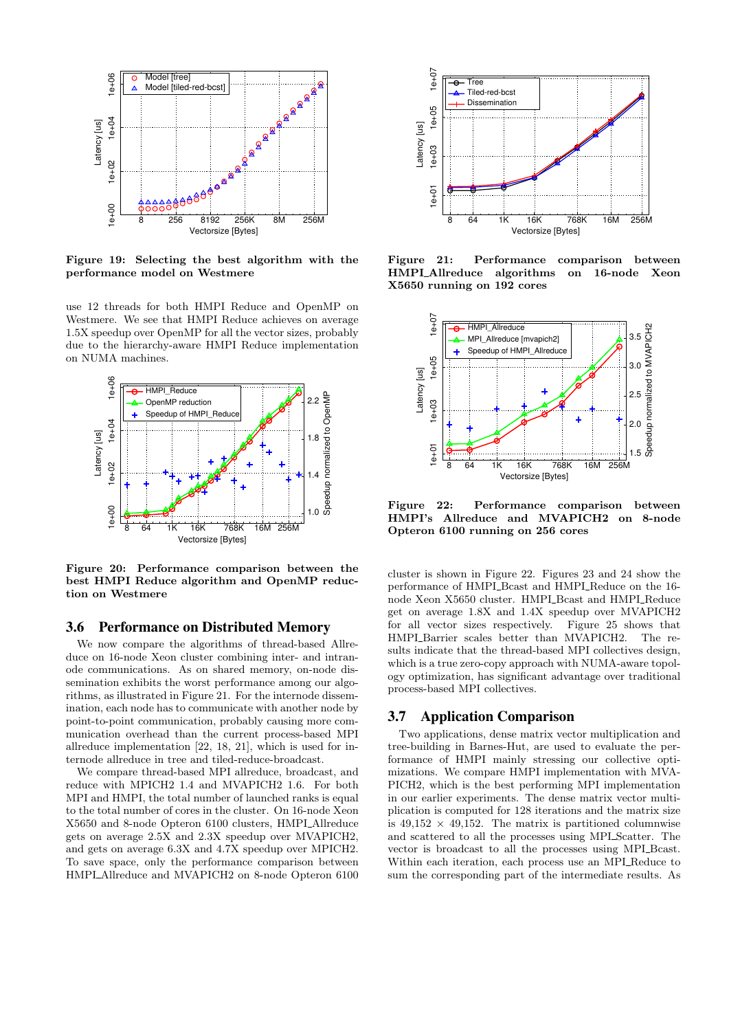**Figure 19: Selecting the best algorithm with the performance model on Westmere**

use 12 threads for both HMPI Reduce and OpenMP on Westmere. We see that HMPI Reduce achieves on average 1.5X speedup over OpenMP for all the vector sizes, probably due to the hierarchy-aware HMPI Reduce implementation on NUMA machines.

**Figure 20: Performance comparison between the best HMPI Reduce algorithm and OpenMP reduction on Westmere**

## 3.6 Performance on Distributed Memory

We now compare the algorithms of thread-based Allreduce on 16-node Xeon cluster combining inter- and intranode communications. As on shared memory, on-node dissemination exhibits the worst performance among our algorithms, as illustrated in Figure 21. For the internode dissemination, each node has to communicate with another node by point-to-point communication, probably causing more communication overhead than the current process-based MPI allreduce implementation [22, 18, 21], which is used for internode allreduce in tree and tiled-reduce-broadcast.

We compare thread-based MPI allreduce, broadcast, and reduce with MPICH2 1.4 and MVAPICH2 1.6. For both MPI and HMPI, the total number of launched ranks is equal to the total number of cores in the cluster. On 16-node Xeon X5650 and 8-node Opteron 6100 clusters, HMPI_Allreduce gets on average 2.5X and 2.3X speedup over MVAPICH2, and gets on average 6.3X and 4.7X speedup over MPICH2. To save space, only the performance comparison between HMPI_Allreduce and MVAPICH2 on 8-node Opteron 6100

**Figure 21: Performance comparison between HMPI_Allreduce algorithms on 16-node Xeon X5650 running on 192 cores**

**Figure 22: Performance comparison between HMPI's Allreduce and MVAPICH2 on 8-node Opteron 6100 running on 256 cores**

cluster is shown in Figure 22. Figures 23 and 24 show the performance of HMPI_Bcast and HMPI_Reduce on the 16-node Xeon X5650 cluster. HMPI_Bcast and HMPI_Reduce get on average 1.8X and 1.4X speedup over MVAPICH2 for all vector sizes respectively. Figure 25 shows that HMPI_Barrier scales better than MVAPICH2. The results indicate that the thread-based MPI collectives design, which is a true zero-copy approach with NUMA-aware topology optimization, has significant advantage over traditional process-based MPI collectives.

## 3.7 Application Comparison

Two applications, dense matrix vector multiplication and tree-building in Barnes-Hut, are used to evaluate the performance of HMPI mainly stressing our collective optimizations. We compare HMPI implementation with MVAPICH2, which is the best performing MPI implementation in our earlier experiments. The dense matrix vector multiplication is computed for 128 iterations and the matrix size is 49,152 $\times$ 49,152. The matrix is partitioned columnwise and scattered to all the processes using MPI_Scatter. The vector is broadcast to all the processes using MPI_Bcast. Within each iteration, each process use an MPI_Reduce to sum the corresponding part of the intermediate results. As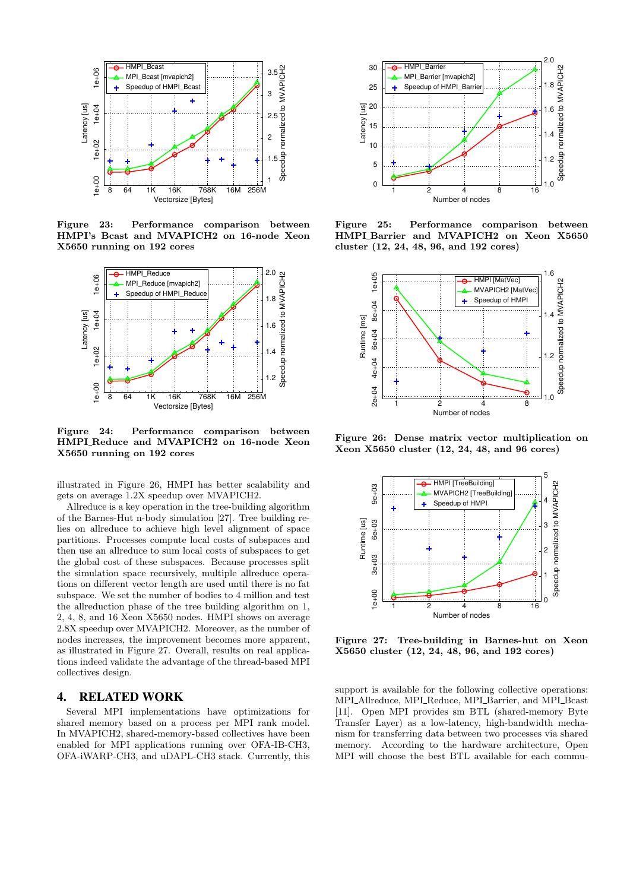Figure 23: Performance comparison between HMPI's Bcast and MVAPICH2 on 16-node Xeon X5650 running on 192 cores

Figure 24: Performance comparison between HMPI_Reduce and MVAPICH2 on 16-node Xeon X5650 running on 192 cores

illustrated in Figure 26, HMPI has better scalability and gets on average 1.2X speedup over MVAPICH2.

Allreduce is a key operation in the tree-building algorithm of the Barnes-Hut n-body simulation [27]. Tree building relies on allreduce to achieve high level alignment of space partitions. Processes compute local costs of subspaces and then use an allreduce to sum local costs of subspaces to get the global cost of these subspaces. Because processes split the simulation space recursively, multiple allreduce operations on different vector length are used until there is no fat subspace. We set the number of bodies to 4 million and test the allreduction phase of the tree building algorithm on 1, 2, 4, 8, and 16 Xeon X5650 nodes. HMPI shows on average 2.8X speedup over MVAPICH2. Moreover, as the number of nodes increases, the improvement becomes more apparent, as illustrated in Figure 27. Overall, results on real applications indeed validate the advantage of the thread-based MPI collectives design.

# 4. RELATED WORK

Several MPI implementations have optimizations for shared memory based on a process per MPI rank model. In MVAPICH2, shared-memory-based collectives have been enabled for MPI applications running over OFA-IB-CH3, OFA-iWARP-CH3, and uDAPL-CH3 stack. Currently, this support is available for the following collective operations: MPI_Allreduce, MPI_Reduce, MPI_Barrier, and MPI_Bcast [11]. Open MPI provides sm BTL (shared-memory Byte Transfer Layer) as a low-latency, high-bandwidth mechanism for transferring data between two processes via shared memory. According to the hardware architecture, Open MPI will choose the best BTL available for each commu-

Figure 25: Performance comparison between HMPI_Barrier and MVAPICH2 on Xeon X5650 cluster (12, 24, 48, 96, and 192 cores)

Figure 26: Dense matrix vector multiplication on Xeon X5650 cluster (12, 24, 48, and 96 cores)

Figure 27: Tree-building in Barnes-hut on Xeon X5650 cluster (12, 24, 48, 96, and 192 cores)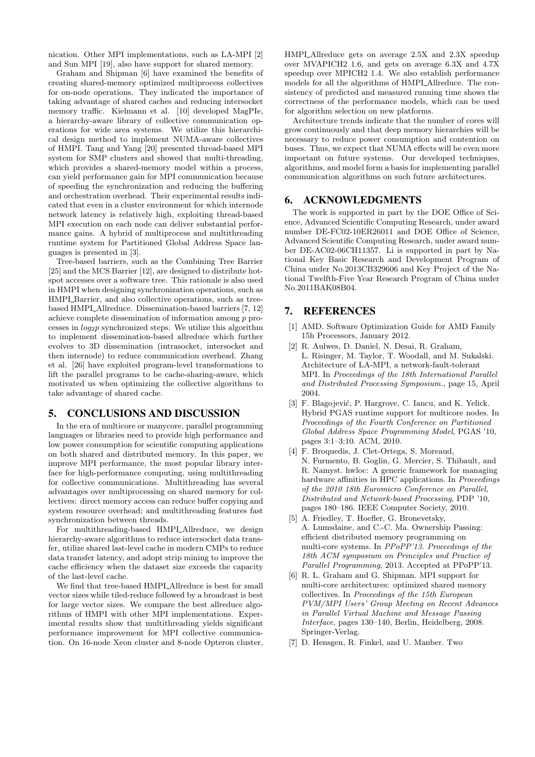nication. Other MPI implementations, such as LA-MPI [2] and Sun MPI [19], also have support for shared memory.

Graham and Shipman [6] have examined the benefits of creating shared-memory optimized multiprocess collectives for on-node operations. They indicated the importance of taking advantage of shared caches and reducing intersocket memory traffic. Kielmann et al. [10] developed MagPIe, a hierarchy-aware library of collective communication operations for wide area systems. We utilize this hierarchical design method to implement NUMA-aware collectives of HMPI. Tang and Yang [20] presented thread-based MPI system for SMP clusters and showed that multi-threading, which provides a shared-memory model within a process, can yield performance gain for MPI communication because of speeding the synchronization and reducing the buffering and orchestration overhead. Their experimental results indicated that even in a cluster environment for which internode network latency is relatively high, exploiting thread-based MPI execution on each node can deliver substantial performance gains. A hybrid of multiprocess and multithreading runtime system for Partitioned Global Address Space languages is presented in [3].

Tree-based barriers, such as the Combining Tree Barrier [25] and the MCS Barrier [12], are designed to distribute hotspot accesses over a software tree. This rationale is also used in HMPI when designing synchronization operations, such as HMPI_Barrier, and also collective operations, such as tree-based HMPI_Allreduce. Dissemination-based barriers [7, 12] achieve complete dissemination of information among $p$ processes in $log_2 p$ synchronized steps. We utilize this algorithm to implement dissemination-based allreduce which further evolves to 3D dissemination (intrasocket, intersocket and then internode) to reduce communication overhead. Zhang et al. [26] have exploited program-level transformations to lift the parallel programs to be cache-sharing-aware, which motivated us when optimizing the collective algorithms to take advantage of shared cache.

## 5. CONCLUSIONS AND DISCUSSION

In the era of multicore or manycore, parallel programming languages or libraries need to provide high performance and low power consumption for scientific computing applications on both shared and distributed memory. In this paper, we improve MPI performance, the most popular library interface for high-performance computing, using multithreading for collective communications. Multithreading has several advantages over multiprocessing on shared memory for collectives: direct memory access can reduce buffer copying and system resource overhead; and multithreading features fast synchronization between threads.

For multithreading-based HMPI_Allreduce, we design hierarchy-aware algorithms to reduce intersocket data transfer, utilize shared last-level cache in modern CMPs to reduce data transfer latency, and adopt strip mining to improve the cache efficiency when the dataset size exceeds the capacity of the last-level cache.

We find that tree-based HMPI_Allreduce is best for small vector sizes while tiled-reduce followed by a broadcast is best for large vector sizes. We compare the best allreduce algorithms of HMPI with other MPI implementations. Experimental results show that multithreading yields significant performance improvement for MPI collective communication. On 16-node Xeon cluster and 8-node Opteron cluster, HMPI_Allreduce gets on average 2.5X and 2.3X speedup over MVAPICH2 1.6, and gets on average 6.3X and 4.7X speedup over MPICH2 1.4. We also establish performance models for all the algorithms of HMPI_Allreduce. The consistency of predicted and measured running time shows the correctness of the performance models, which can be used for algorithm selection on new platforms.

Architecture trends indicate that the number of cores will grow continuously and that deep memory hierarchies will be necessary to reduce power consumption and contention on buses. Thus, we expect that NUMA effects will be even more important on future systems. Our developed techniques, algorithms, and model form a basis for implementing parallel communication algorithms on such future architectures.

## 6. ACKNOWLEDGMENTS

The work is supported in part by the DOE Office of Science, Advanced Scientific Computing Research, under award number DE-FC02-10ER26011 and DOE Office of Science, Advanced Scientific Computing Research, under award number DE-AC02-06CH11357. Li is supported in part by National Key Basic Research and Development Program of China under No.2013CB329606 and Key Project of the National Twelfth-Five Year Research Program of China under No.2011BAK08B04.

## 7. REFERENCES

[1] AMD. Software Optimization Guide for AMD Family 15h Processors, January 2012.

[2] R. Aulwes, D. Daniel, N. Desai, R. Graham, L. Risinger, M. Taylor, T. Woodall, and M. Sukalski. Architecture of LA-MPI, a network-fault-tolerant MPI. In *Proceedings of the 18th International Parallel and Distributed Processing Symposium.*, page 15, April 2004.

[3] F. Blagojević, P. Hargrove, C. Iancu, and K. Yelick. Hybrid PGAS runtime support for multicore nodes. In *Proceedings of the Fourth Conference on Partitioned Global Address Space Programming Model*, PGAS '10, pages 3:1–3:10. ACM, 2010.

[4] F. Broquedis, J. Clet-Ortega, S. Moreaud, N. Furmento, B. Goglin, G. Mercier, S. Thibault, and R. Namyst. hwloc: A generic framework for managing hardware affinities in HPC applications. In *Proceedings of the 2010 18th Euromicro Conference on Parallel, Distributed and Network-based Processing*, PDP '10, pages 180–186. IEEE Computer Society, 2010.

[5] A. Friedley, T. Hoefler, G. Bronevetsky, A. Lumsdaine, and C.-C. Ma. Ownership Passing: efficient distributed memory programming on multi-core systems. In *PPoPP'13. Proceedings of the 18th ACM symposium on Principles and Practice of Parallel Programming*, 2013. Accepted at PPoPP'13.

[6] R. L. Graham and G. Shipman. MPI support for multi-core architectures: optimized shared memory collectives. In *Proceedings of the 15th European PVM/MPI Users' Group Meeting on Recent Advances in Parallel Virtual Machine and Message Passing Interface*, pages 130–140, Berlin, Heidelberg, 2008. Springer-Verlag.

[7] D. Hensgen, R. Finkel, and U. Manber. Two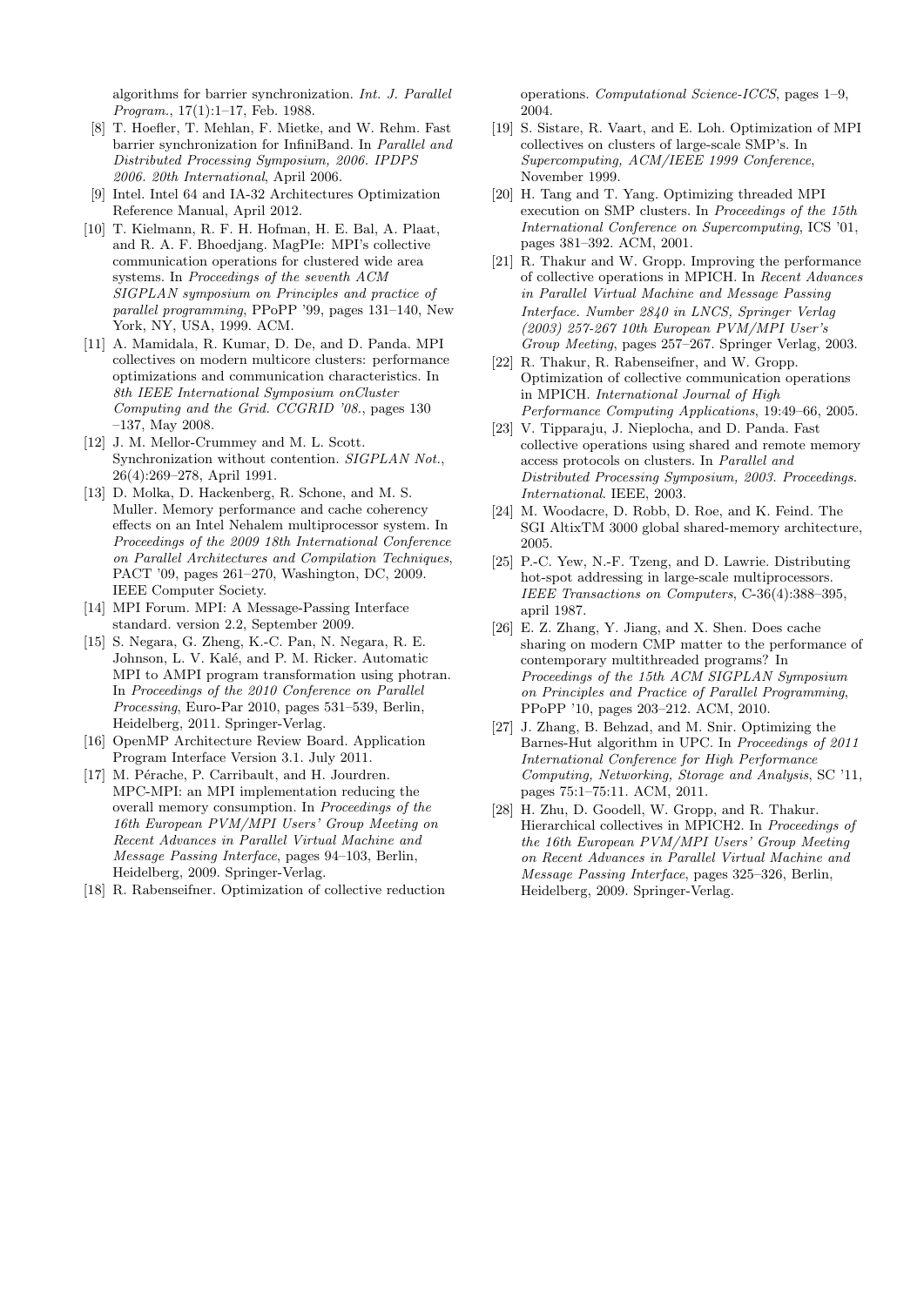algorithms for barrier synchronization. *Int. J. Parallel Program.*, 17(1):1–17, Feb. 1988.

[8] T. Hoefler, T. Mehlan, F. Mietke, and W. Rehm. Fast barrier synchronization for InfiniBand. In *Parallel and Distributed Processing Symposium, 2006. IPDPS 2006. 20th International*, April 2006.

[9] Intel. Intel 64 and IA-32 Architectures Optimization Reference Manual, April 2012.

[10] T. Kielmann, R. F. H. Hofman, H. E. Bal, A. Plaat, and R. A. F. Bhoedjang. MagPIe: MPI's collective communication operations for clustered wide area systems. In *Proceedings of the seventh ACM SIGPLAN symposium on Principles and practice of parallel programming*, PPoPP '99, pages 131–140, New York, NY, USA, 1999. ACM.

[11] A. Mamidala, R. Kumar, D. De, and D. Panda. MPI collectives on modern multicore clusters: performance optimizations and communication characteristics. In *8th IEEE International Symposium onCluster Computing and the Grid. CCGRID '08.*, pages 130 –137, May 2008.

[12] J. M. Mellor-Crummey and M. L. Scott. Synchronization without contention. *SIGPLAN Not.*, 26(4):269–278, April 1991.

[13] D. Molka, D. Hackenberg, R. Schone, and M. S. Muller. Memory performance and cache coherency effects on an Intel Nehalem multiprocessor system. In *Proceedings of the 2009 18th International Conference on Parallel Architectures and Compilation Techniques*, PACT '09, pages 261–270, Washington, DC, 2009. IEEE Computer Society.

[14] MPI Forum. MPI: A Message-Passing Interface standard. version 2.2, September 2009.

[15] S. Negara, G. Zheng, K.-C. Pan, N. Negara, R. E. Johnson, L. V. Kalé, and P. M. Ricker. Automatic MPI to AMPI program transformation using photran. In *Proceedings of the 2010 Conference on Parallel Processing*, Euro-Par 2010, pages 531–539, Berlin, Heidelberg, 2011. Springer-Verlag.

[16] OpenMP Architecture Review Board. Application Program Interface Version 3.1. July 2011.

[17] M. Pérache, P. Carribault, and H. Jourdren. MPC-MPI: an MPI implementation reducing the overall memory consumption. In *Proceedings of the 16th European PVM/MPI Users' Group Meeting on Recent Advances in Parallel Virtual Machine and Message Passing Interface*, pages 94–103, Berlin, Heidelberg, 2009. Springer-Verlag.

[18] R. Rabenseifner. Optimization of collective reduction operations. *Computational Science-ICCS*, pages 1–9, 2004.

[19] S. Sistare, R. Vaart, and E. Loh. Optimization of MPI collectives on clusters of large-scale SMP's. In *Supercomputing, ACM/IEEE 1999 Conference*, November 1999.

[20] H. Tang and T. Yang. Optimizing threaded MPI execution on SMP clusters. In *Proceedings of the 15th International Conference on Supercomputing*, ICS '01, pages 381–392. ACM, 2001.

[21] R. Thakur and W. Gropp. Improving the performance of collective operations in MPICH. In *Recent Advances in Parallel Virtual Machine and Message Passing Interface. Number 2840 in LNCS, Springer Verlag (2003) 257-267 10th European PVM/MPI User's Group Meeting*, pages 257–267. Springer Verlag, 2003.

[22] R. Thakur, R. Rabenseifner, and W. Gropp. Optimization of collective communication operations in MPICH. *International Journal of High Performance Computing Applications*, 19:49–66, 2005.

[23] V. Tipparaju, J. Nieplocha, and D. Panda. Fast collective operations using shared and remote memory access protocols on clusters. In *Parallel and Distributed Processing Symposium, 2003. Proceedings. International*. IEEE, 2003.

[24] M. Woodacre, D. Robb, D. Roe, and K. Feind. The SGI AltixTM 3000 global shared-memory architecture, 2005.

[25] P.-C. Yew, N.-F. Tzeng, and D. Lawrie. Distributing hot-spot addressing in large-scale multiprocessors. *IEEE Transactions on Computers*, C-36(4):388–395, april 1987.

[26] E. Z. Zhang, Y. Jiang, and X. Shen. Does cache sharing on modern CMP matter to the performance of contemporary multithreaded programs? In *Proceedings of the 15th ACM SIGPLAN Symposium on Principles and Practice of Parallel Programming*, PPoPP '10, pages 203–212. ACM, 2010.

[27] J. Zhang, B. Behzad, and M. Snir. Optimizing the Barnes-Hut algorithm in UPC. In *Proceedings of 2011 International Conference for High Performance Computing, Networking, Storage and Analysis*, SC '11, pages 75:1–75:11. ACM, 2011.

[28] H. Zhu, D. Goodell, W. Gropp, and R. Thakur. Hierarchical collectives in MPICH2. In *Proceedings of the 16th European PVM/MPI Users' Group Meeting on Recent Advances in Parallel Virtual Machine and Message Passing Interface*, pages 325–326, Berlin, Heidelberg, 2009. Springer-Verlag.